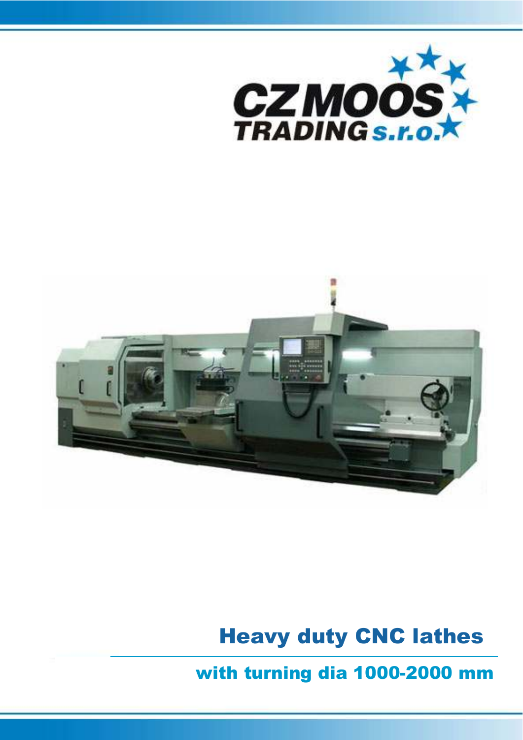CZ MOOS TRADING s.r.o.

# Heavy duty CNC lathes

## with turning dia 1000-2000 mm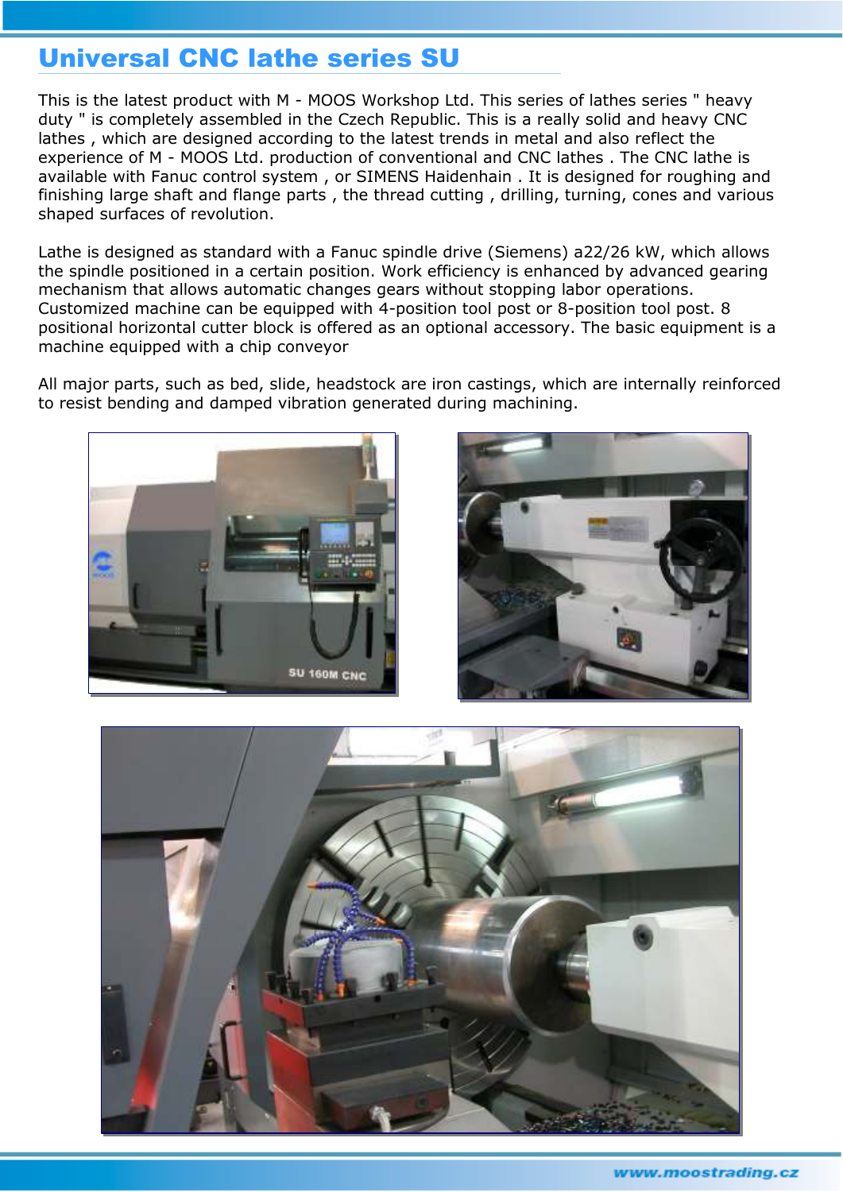## Universal CNC lathe series SU

This is the latest product with M - MOOS Workshop Ltd. This series of lathes series " heavy duty " is completely assembled in the Czech Republic. This is a really solid and heavy CNC lathes , which are designed according to the latest trends in metal and also reflect the experience of M - MOOS Ltd. production of conventional and CNC lathes . The CNC lathe is available with Fanuc control system , or SIMENS Haidenhain . It is designed for roughing and finishing large shaft and flange parts , the thread cutting , drilling, turning, cones and various shaped surfaces of revolution.

Lathe is designed as standard with a Fanuc spindle drive (Siemens) a22/26 kW, which allows the spindle positioned in a certain position. Work efficiency is enhanced by advanced gearing mechanism that allows automatic changes gears without stopping labor operations. Customized machine can be equipped with 4-position tool post or 8-position tool post. 8 positional horizontal cutter block is offered as an optional accessory. The basic equipment is a machine equipped with a chip conveyor

All major parts, such as bed, slide, headstock are iron castings, which are internally reinforced to resist bending and damped vibration generated during machining.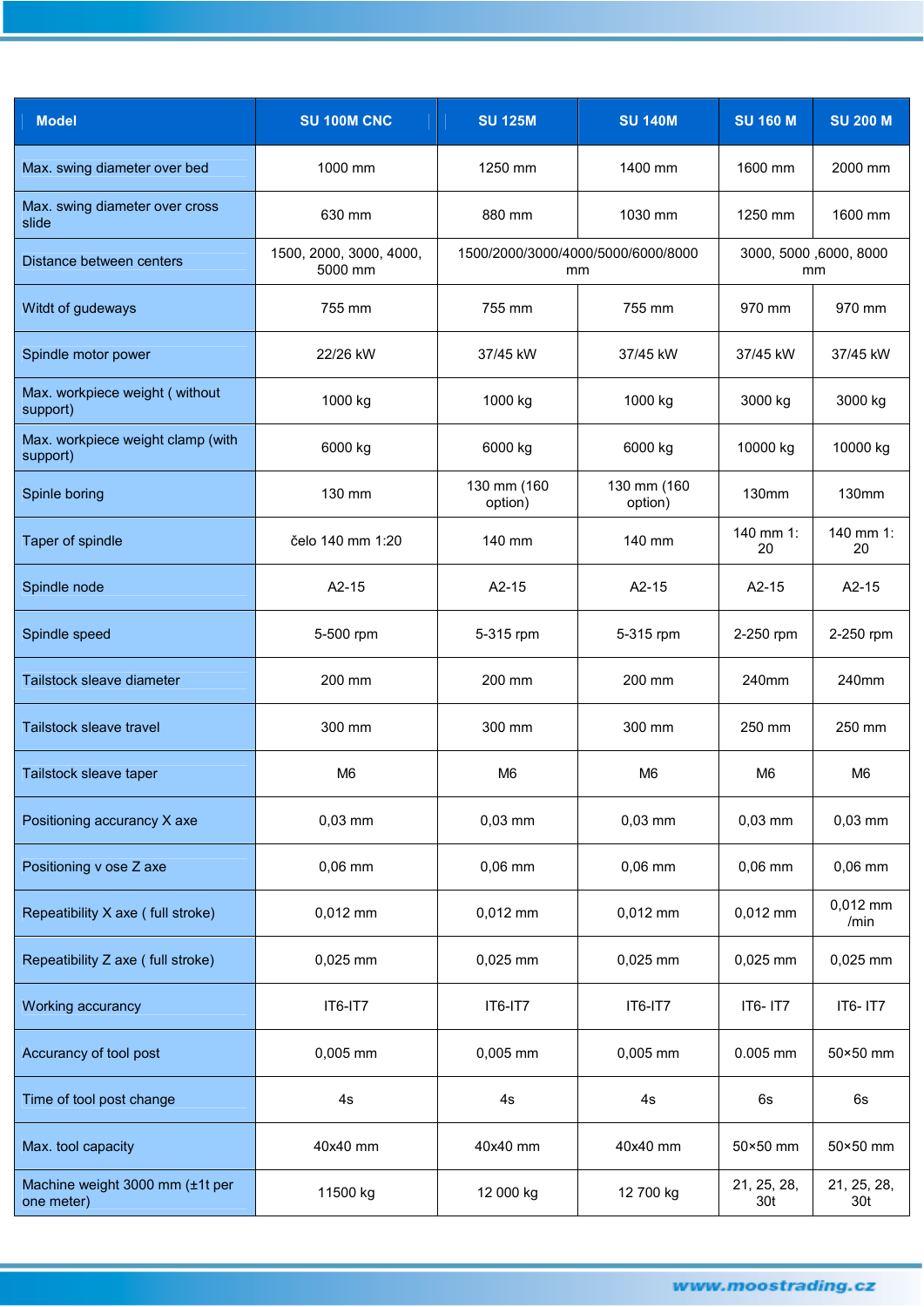| Model | SU 100M CNC | SU 125M | SU 140M | SU 160 M | SU 200 M |
|---|---|---|---|---|---|
| Max. swing diameter over bed | 1000 mm | 1250 mm | 1400 mm | 1600 mm | 2000 mm |
| Max. swing diameter over cross slide | 630 mm | 880 mm | 1030 mm | 1250 mm | 1600 mm |
| Distance between centers | 1500, 2000, 3000, 4000, 5000 mm | 1500/2000/3000/4000/5000/6000/8000 mm | | 3000, 5000 ,6000, 8000 mm | |
| Witdt of gudeways | 755 mm | 755 mm | 755 mm | 970 mm | 970 mm |
| Spindle motor power | 22/26 kW | 37/45 kW | 37/45 kW | 37/45 kW | 37/45 kW |
| Max. workpiece weight ( without support) | 1000 kg | 1000 kg | 1000 kg | 3000 kg | 3000 kg |
| Max. workpiece weight clamp (with support) | 6000 kg | 6000 kg | 6000 kg | 10000 kg | 10000 kg |
| Spinle boring | 130 mm | 130 mm (160 option) | 130 mm (160 option) | 130mm | 130mm |
| Taper of spindle | čelo 140 mm 1:20 | 140 mm | 140 mm | 140 mm 1: 20 | 140 mm 1: 20 |
| Spindle node | A2-15 | A2-15 | A2-15 | A2-15 | A2-15 |
| Spindle speed | 5-500 rpm | 5-315 rpm | 5-315 rpm | 2-250 rpm | 2-250 rpm |
| Tailstock sleave diameter | 200 mm | 200 mm | 200 mm | 240mm | 240mm |
| Tailstock sleave travel | 300 mm | 300 mm | 300 mm | 250 mm | 250 mm |
| Tailstock sleave taper | M6 | M6 | M6 | M6 | M6 |
| Positioning accurancy X axe | 0,03 mm | 0,03 mm | 0,03 mm | 0,03 mm | 0,03 mm |
| Positioning v ose Z axe | 0,06 mm | 0,06 mm | 0,06 mm | 0,06 mm | 0,06 mm |
| Repeatibility X axe ( full stroke) | 0,012 mm | 0,012 mm | 0,012 mm | 0,012 mm | 0,012 mm /min |
| Repeatibility Z axe ( full stroke) | 0,025 mm | 0,025 mm | 0,025 mm | 0,025 mm | 0,025 mm |
| Working accurancy | IT6-IT7 | IT6-IT7 | IT6-IT7 | IT6- IT7 | IT6- IT7 |
| Accurancy of tool post | 0,005 mm | 0,005 mm | 0,005 mm | 0.005 mm | 50×50 mm |
| Time of tool post change | 4s | 4s | 4s | 6s | 6s |
| Max. tool capacity | 40x40 mm | 40x40 mm | 40x40 mm | 50×50 mm | 50×50 mm |
| Machine weight 3000 mm (±1t per one meter) | 11500 kg | 12 000 kg | 12 700 kg | 21, 25, 28, 30t | 21, 25, 28, 30t |